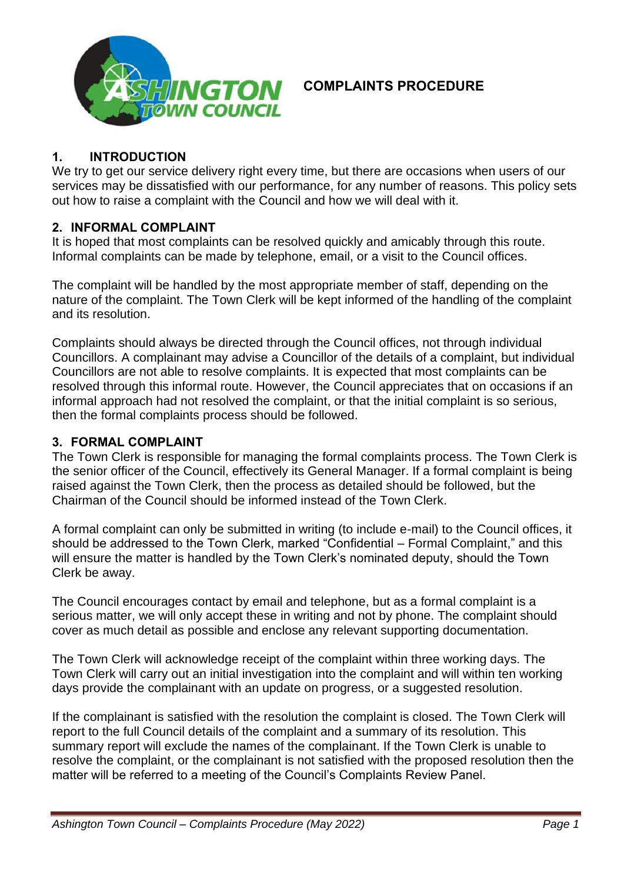# COMPLAINTS PROCEDURE

## 1. INTRODUCTION

We try to get our service delivery right every time, but there are occasions when users of our services may be dissatisfied with our performance, for any number of reasons. This policy sets out how to raise a complaint with the Council and how we will deal with it.

## 2. INFORMAL COMPLAINT

It is hoped that most complaints can be resolved quickly and amicably through this route. Informal complaints can be made by telephone, email, or a visit to the Council offices.

The complaint will be handled by the most appropriate member of staff, depending on the nature of the complaint. The Town Clerk will be kept informed of the handling of the complaint and its resolution.

Complaints should always be directed through the Council offices, not through individual Councillors. A complainant may advise a Councillor of the details of a complaint, but individual Councillors are not able to resolve complaints. It is expected that most complaints can be resolved through this informal route. However, the Council appreciates that on occasions if an informal approach had not resolved the complaint, or that the initial complaint is so serious, then the formal complaints process should be followed.

## 3. FORMAL COMPLAINT

The Town Clerk is responsible for managing the formal complaints process. The Town Clerk is the senior officer of the Council, effectively its General Manager. If a formal complaint is being raised against the Town Clerk, then the process as detailed should be followed, but the Chairman of the Council should be informed instead of the Town Clerk.

A formal complaint can only be submitted in writing (to include e-mail) to the Council offices, it should be addressed to the Town Clerk, marked "Confidential – Formal Complaint," and this will ensure the matter is handled by the Town Clerk's nominated deputy, should the Town Clerk be away.

The Council encourages contact by email and telephone, but as a formal complaint is a serious matter, we will only accept these in writing and not by phone. The complaint should cover as much detail as possible and enclose any relevant supporting documentation.

The Town Clerk will acknowledge receipt of the complaint within three working days. The Town Clerk will carry out an initial investigation into the complaint and will within ten working days provide the complainant with an update on progress, or a suggested resolution.

If the complainant is satisfied with the resolution the complaint is closed. The Town Clerk will report to the full Council details of the complaint and a summary of its resolution. This summary report will exclude the names of the complainant. If the Town Clerk is unable to resolve the complaint, or the complainant is not satisfied with the proposed resolution then the matter will be referred to a meeting of the Council's Complaints Review Panel.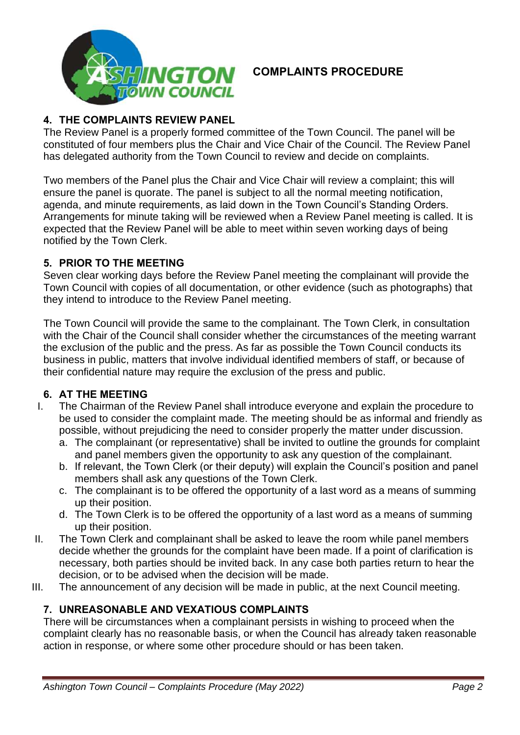# COMPLAINTS PROCEDURE

## 4. THE COMPLAINTS REVIEW PANEL

The Review Panel is a properly formed committee of the Town Council. The panel will be constituted of four members plus the Chair and Vice Chair of the Council. The Review Panel has delegated authority from the Town Council to review and decide on complaints.

Two members of the Panel plus the Chair and Vice Chair will review a complaint; this will ensure the panel is quorate. The panel is subject to all the normal meeting notification, agenda, and minute requirements, as laid down in the Town Council's Standing Orders. Arrangements for minute taking will be reviewed when a Review Panel meeting is called. It is expected that the Review Panel will be able to meet within seven working days of being notified by the Town Clerk.

## 5. PRIOR TO THE MEETING

Seven clear working days before the Review Panel meeting the complainant will provide the Town Council with copies of all documentation, or other evidence (such as photographs) that they intend to introduce to the Review Panel meeting.

The Town Council will provide the same to the complainant. The Town Clerk, in consultation with the Chair of the Council shall consider whether the circumstances of the meeting warrant the exclusion of the public and the press. As far as possible the Town Council conducts its business in public, matters that involve individual identified members of staff, or because of their confidential nature may require the exclusion of the press and public.

## 6. AT THE MEETING

I. The Chairman of the Review Panel shall introduce everyone and explain the procedure to be used to consider the complaint made. The meeting should be as informal and friendly as possible, without prejudicing the need to consider properly the matter under discussion.
   a. The complainant (or representative) shall be invited to outline the grounds for complaint and panel members given the opportunity to ask any question of the complainant.
   b. If relevant, the Town Clerk (or their deputy) will explain the Council's position and panel members shall ask any questions of the Town Clerk.
   c. The complainant is to be offered the opportunity of a last word as a means of summing up their position.
   d. The Town Clerk is to be offered the opportunity of a last word as a means of summing up their position.

II. The Town Clerk and complainant shall be asked to leave the room while panel members decide whether the grounds for the complaint have been made. If a point of clarification is necessary, both parties should be invited back. In any case both parties return to hear the decision, or to be advised when the decision will be made.

III. The announcement of any decision will be made in public, at the next Council meeting.

## 7. UNREASONABLE AND VEXATIOUS COMPLAINTS

There will be circumstances when a complainant persists in wishing to proceed when the complaint clearly has no reasonable basis, or when the Council has already taken reasonable action in response, or where some other procedure should or has been taken.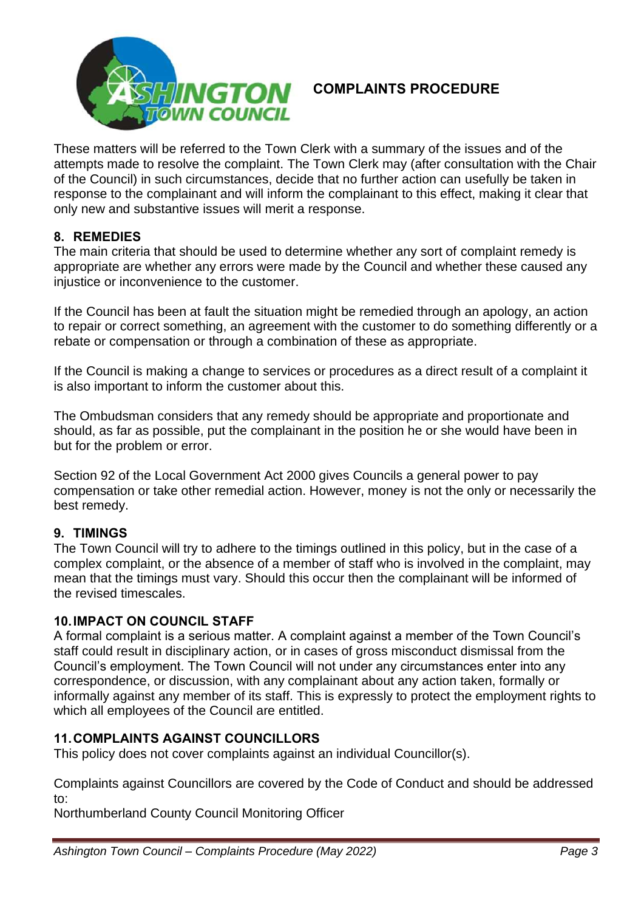These matters will be referred to the Town Clerk with a summary of the issues and of the attempts made to resolve the complaint. The Town Clerk may (after consultation with the Chair of the Council) in such circumstances, decide that no further action can usefully be taken in response to the complainant and will inform the complainant to this effect, making it clear that only new and substantive issues will merit a response.

## 8. REMEDIES

The main criteria that should be used to determine whether any sort of complaint remedy is appropriate are whether any errors were made by the Council and whether these caused any injustice or inconvenience to the customer.

If the Council has been at fault the situation might be remedied through an apology, an action to repair or correct something, an agreement with the customer to do something differently or a rebate or compensation or through a combination of these as appropriate.

If the Council is making a change to services or procedures as a direct result of a complaint it is also important to inform the customer about this.

The Ombudsman considers that any remedy should be appropriate and proportionate and should, as far as possible, put the complainant in the position he or she would have been in but for the problem or error.

Section 92 of the Local Government Act 2000 gives Councils a general power to pay compensation or take other remedial action. However, money is not the only or necessarily the best remedy.

## 9. TIMINGS

The Town Council will try to adhere to the timings outlined in this policy, but in the case of a complex complaint, or the absence of a member of staff who is involved in the complaint, may mean that the timings must vary. Should this occur then the complainant will be informed of the revised timescales.

## 10. IMPACT ON COUNCIL STAFF

A formal complaint is a serious matter. A complaint against a member of the Town Council's staff could result in disciplinary action, or in cases of gross misconduct dismissal from the Council's employment. The Town Council will not under any circumstances enter into any correspondence, or discussion, with any complainant about any action taken, formally or informally against any member of its staff. This is expressly to protect the employment rights to which all employees of the Council are entitled.

## 11. COMPLAINTS AGAINST COUNCILLORS

This policy does not cover complaints against an individual Councillor(s).

Complaints against Councillors are covered by the Code of Conduct and should be addressed to:
Northumberland County Council Monitoring Officer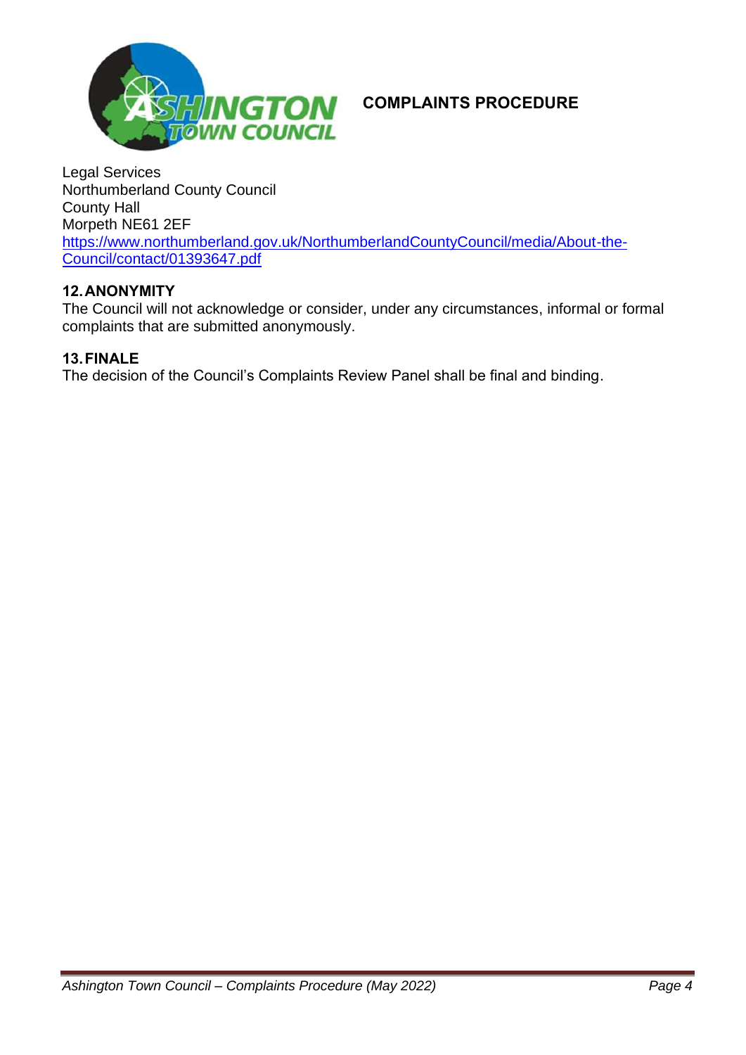**COMPLAINTS PROCEDURE**

Legal Services
Northumberland County Council
County Hall
Morpeth NE61 2EF
[https://www.northumberland.gov.uk/NorthumberlandCountyCouncil/media/About-the-Council/contact/01393647.pdf](https://www.northumberland.gov.uk/NorthumberlandCountyCouncil/media/About-the-Council/contact/01393647.pdf)

## 12. ANONYMITY

The Council will not acknowledge or consider, under any circumstances, informal or formal complaints that are submitted anonymously.

## 13. FINALE

The decision of the Council's Complaints Review Panel shall be final and binding.